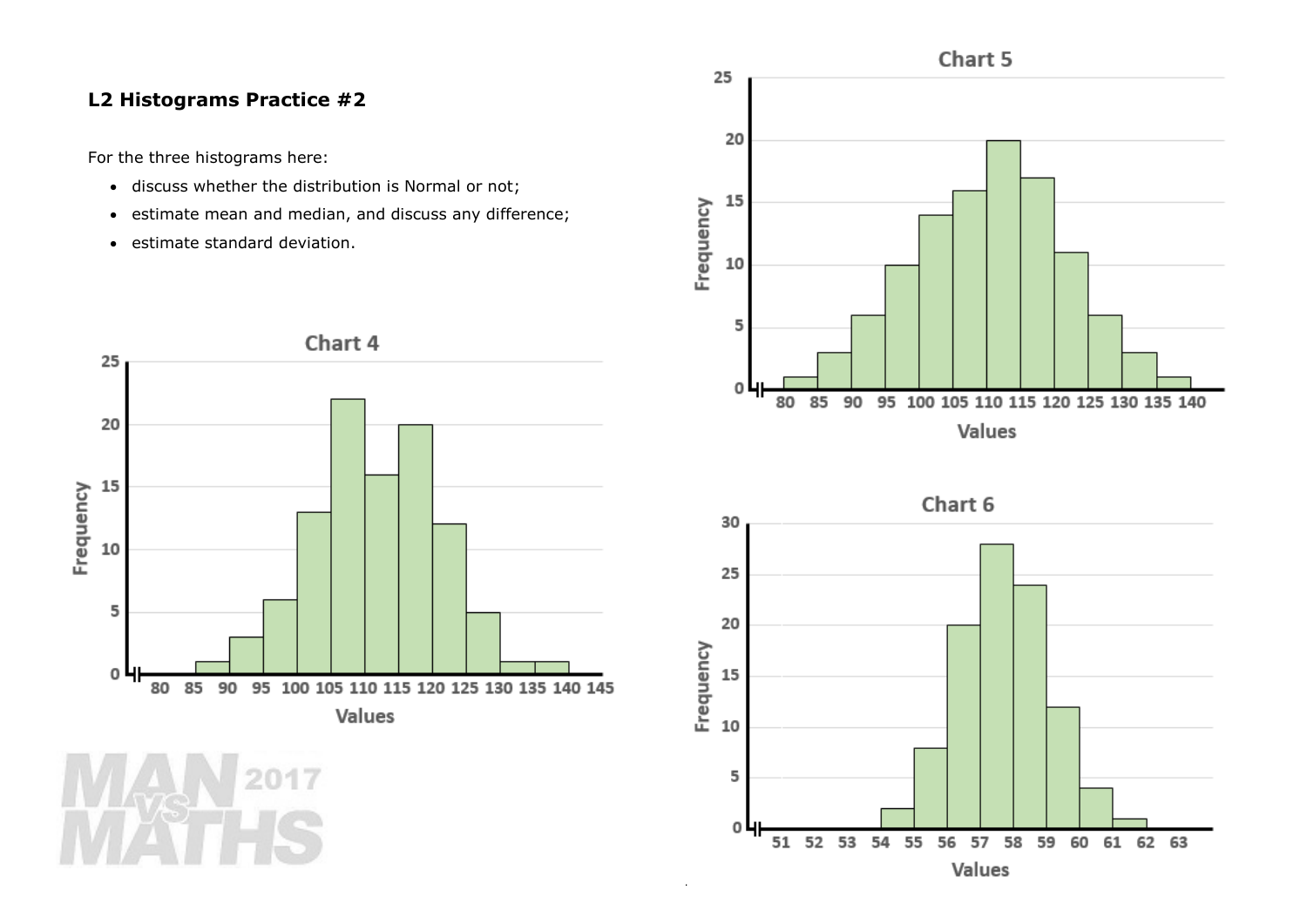**L2 Histograms Practice #2**

For the three histograms here:

- discuss whether the distribution is Normal or not;
- estimate mean and median, and discuss any difference;
- estimate standard deviation.

Chart 4

Chart 5

Chart 6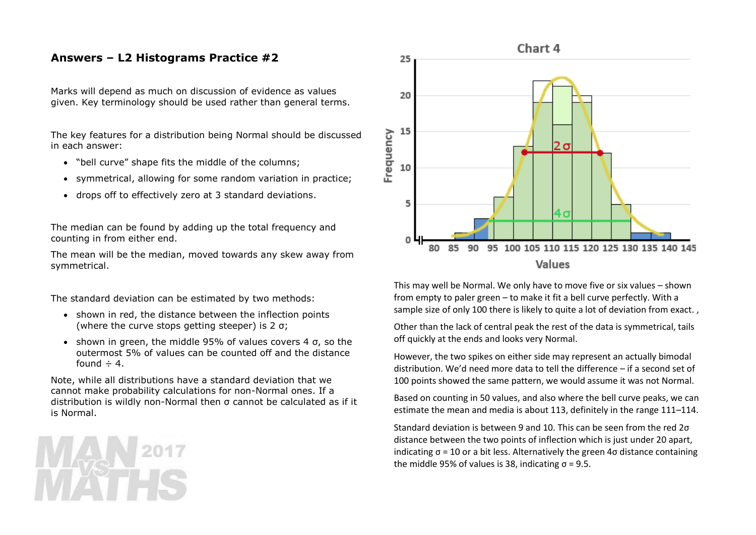## Answers – L2 Histograms Practice #2

Marks will depend as much on discussion of evidence as values given. Key terminology should be used rather than general terms.

The key features for a distribution being Normal should be discussed in each answer:

- "bell curve" shape fits the middle of the columns;
- symmetrical, allowing for some random variation in practice;
- drops off to effectively zero at 3 standard deviations.

The median can be found by adding up the total frequency and counting in from either end.

The mean will be the median, moved towards any skew away from symmetrical.

The standard deviation can be estimated by two methods:

- shown in red, the distance between the inflection points (where the curve stops getting steeper) is 2 σ;
- shown in green, the middle 95% of values covers 4 σ, so the outermost 5% of values can be counted off and the distance found ÷ 4.

Note, while all distributions have a standard deviation that we cannot make probability calculations for non-Normal ones. If a distribution is wildly non-Normal then σ cannot be calculated as if it is Normal.

**Chart 4**

This may well be Normal. We only have to move five or six values – shown from empty to paler green – to make it fit a bell curve perfectly. With a sample size of only 100 there is likely to quite a lot of deviation from exact. ,

Other than the lack of central peak the rest of the data is symmetrical, tails off quickly at the ends and looks very Normal.

However, the two spikes on either side may represent an actually bimodal distribution. We'd need more data to tell the difference – if a second set of 100 points showed the same pattern, we would assume it was not Normal.

Based on counting in 50 values, and also where the bell curve peaks, we can estimate the mean and media is about 113, definitely in the range 111–114.

Standard deviation is between 9 and 10. This can be seen from the red 2σ distance between the two points of inflection which is just under 20 apart, indicating σ = 10 or a bit less. Alternatively the green 4σ distance containing the middle 95% of values is 38, indicating σ = 9.5.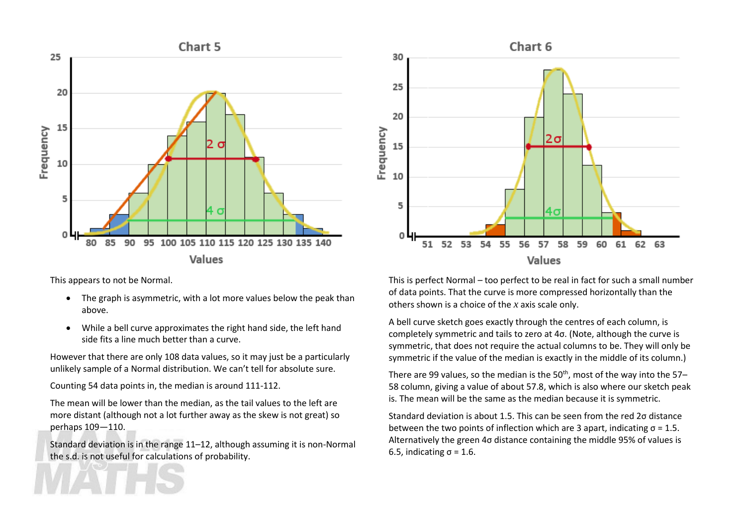Chart 5

25
20
15
10
5
0

Frequency

2 σ

4 σ

80 85 90 95 100 105 110 115 120 125 130 135 140

Values

This appears to not be Normal.

- The graph is asymmetric, with a lot more values below the peak than above.
- While a bell curve approximates the right hand side, the left hand side fits a line much better than a curve.

However that there are only 108 data values, so it may just be a particularly unlikely sample of a Normal distribution. We can't tell for absolute sure.

Counting 54 data points in, the median is around 111-112.

The mean will be lower than the median, as the tail values to the left are more distant (although not a lot further away as the skew is not great) so perhaps 109—110.

Standard deviation is in the range 11–12, although assuming it is non-Normal the s.d. is not useful for calculations of probability.

Chart 6

30
25
20
15
10
5
0

Frequency

2σ

4σ

51 52 53 54 55 56 57 58 59 60 61 62 63

Values

This is perfect Normal – too perfect to be real in fact for such a small number of data points. That the curve is more compressed horizontally than the others shown is a choice of the $x$ axis scale only.

A bell curve sketch goes exactly through the centres of each column, is completely symmetric and tails to zero at 4σ. (Note, although the curve is symmetric, that does not require the actual columns to be. They will only be symmetric if the value of the median is exactly in the middle of its column.)

There are 99 values, so the median is the 50th, most of the way into the 57–58 column, giving a value of about 57.8, which is also where our sketch peak is. The mean will be the same as the median because it is symmetric.

Standard deviation is about 1.5. This can be seen from the red 2σ distance between the two points of inflection which are 3 apart, indicating $\sigma = 1.5$. Alternatively the green 4σ distance containing the middle 95% of values is 6.5, indicating $\sigma = 1.6$.